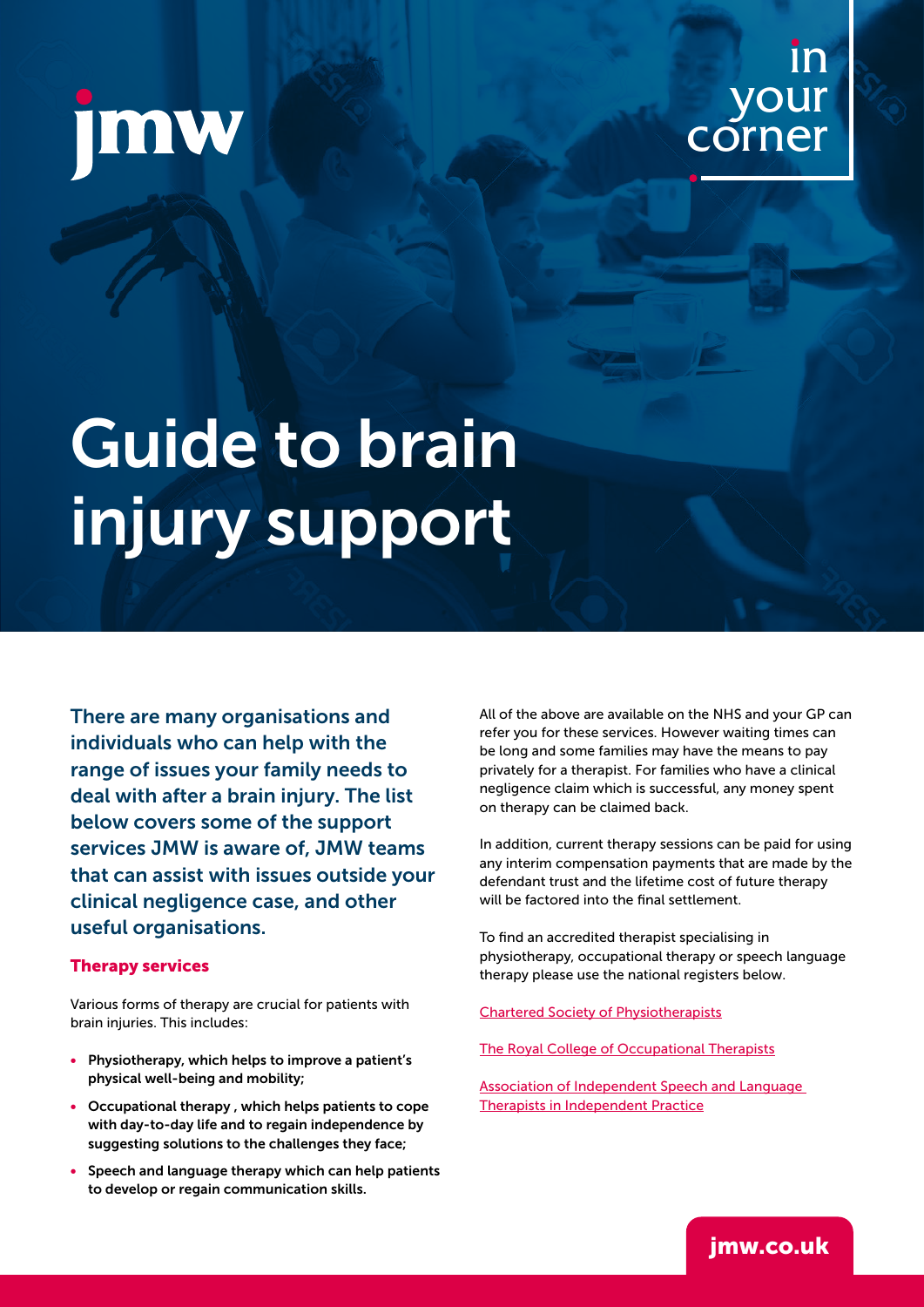jmw

in your corner

# Guide to brain injury support

**There are many organisations and individuals who can help with the range of issues your family needs to deal with after a brain injury. The list below covers some of the support services JMW is aware of, JMW teams that can assist with issues outside your clinical negligence case, and other useful organisations.**

## Therapy services

Various forms of therapy are crucial for patients with brain injuries. This includes:

- **Physiotherapy, which helps to improve a patient's physical well-being and mobility;**
- **Occupational therapy , which helps patients to cope with day-to-day life and to regain independence by suggesting solutions to the challenges they face;**
- **Speech and language therapy which can help patients to develop or regain communication skills.**

All of the above are available on the NHS and your GP can refer you for these services. However waiting times can be long and some families may have the means to pay privately for a therapist. For families who have a clinical negligence claim which is successful, any money spent on therapy can be claimed back.

In addition, current therapy sessions can be paid for using any interim compensation payments that are made by the defendant trust and the lifetime cost of future therapy will be factored into the final settlement.

To find an accredited therapist specialising in physiotherapy, occupational therapy or speech language therapy please use the national registers below.

Chartered Society of Physiotherapists

The Royal College of Occupational Therapists

Association of Independent Speech and Language Therapists in Independent Practice

jmw.co.uk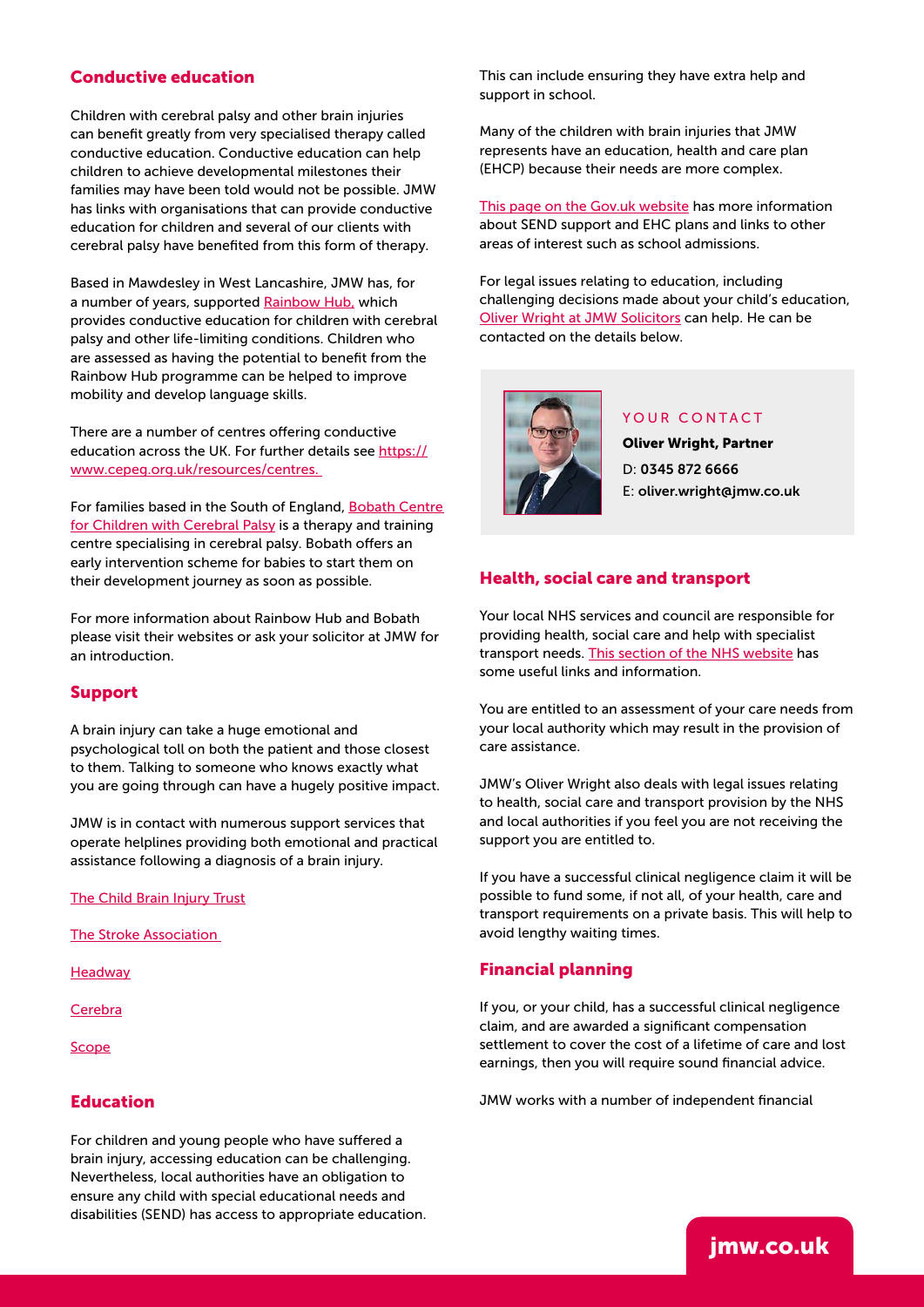## Conductive education

Children with cerebral palsy and other brain injuries can benefit greatly from very specialised therapy called conductive education. Conductive education can help children to achieve developmental milestones their families may have been told would not be possible. JMW has links with organisations that can provide conductive education for children and several of our clients with cerebral palsy have benefited from this form of therapy.

Based in Mawdesley in West Lancashire, JMW has, for a number of years, supported Rainbow Hub, which provides conductive education for children with cerebral palsy and other life-limiting conditions. Children who are assessed as having the potential to benefit from the Rainbow Hub programme can be helped to improve mobility and develop language skills.

There are a number of centres offering conductive education across the UK. For further details see https://www.cepeg.org.uk/resources/centres.

For families based in the South of England, Bobath Centre for Children with Cerebral Palsy is a therapy and training centre specialising in cerebral palsy. Bobath offers an early intervention scheme for babies to start them on their development journey as soon as possible.

For more information about Rainbow Hub and Bobath please visit their websites or ask your solicitor at JMW for an introduction.

## Support

A brain injury can take a huge emotional and psychological toll on both the patient and those closest to them. Talking to someone who knows exactly what you are going through can have a hugely positive impact.

JMW is in contact with numerous support services that operate helplines providing both emotional and practical assistance following a diagnosis of a brain injury.

The Child Brain Injury Trust

The Stroke Association

Headway

Cerebra

Scope

## Education

For children and young people who have suffered a brain injury, accessing education can be challenging. Nevertheless, local authorities have an obligation to ensure any child with special educational needs and disabilities (SEND) has access to appropriate education. This can include ensuring they have extra help and support in school.

Many of the children with brain injuries that JMW represents have an education, health and care plan (EHCP) because their needs are more complex.

This page on the Gov.uk website has more information about SEND support and EHC plans and links to other areas of interest such as school admissions.

For legal issues relating to education, including challenging decisions made about your child's education, Oliver Wright at JMW Solicitors can help. He can be contacted on the details below.

YOUR CONTACT

**Oliver Wright, Partner**

D: **0345 872 6666**

E: **oliver.wright@jmw.co.uk**

## Health, social care and transport

Your local NHS services and council are responsible for providing health, social care and help with specialist transport needs. This section of the NHS website has some useful links and information.

You are entitled to an assessment of your care needs from your local authority which may result in the provision of care assistance.

JMW's Oliver Wright also deals with legal issues relating to health, social care and transport provision by the NHS and local authorities if you feel you are not receiving the support you are entitled to.

If you have a successful clinical negligence claim it will be possible to fund some, if not all, of your health, care and transport requirements on a private basis. This will help to avoid lengthy waiting times.

## Financial planning

If you, or your child, has a successful clinical negligence claim, and are awarded a significant compensation settlement to cover the cost of a lifetime of care and lost earnings, then you will require sound financial advice.

JMW works with a number of independent financial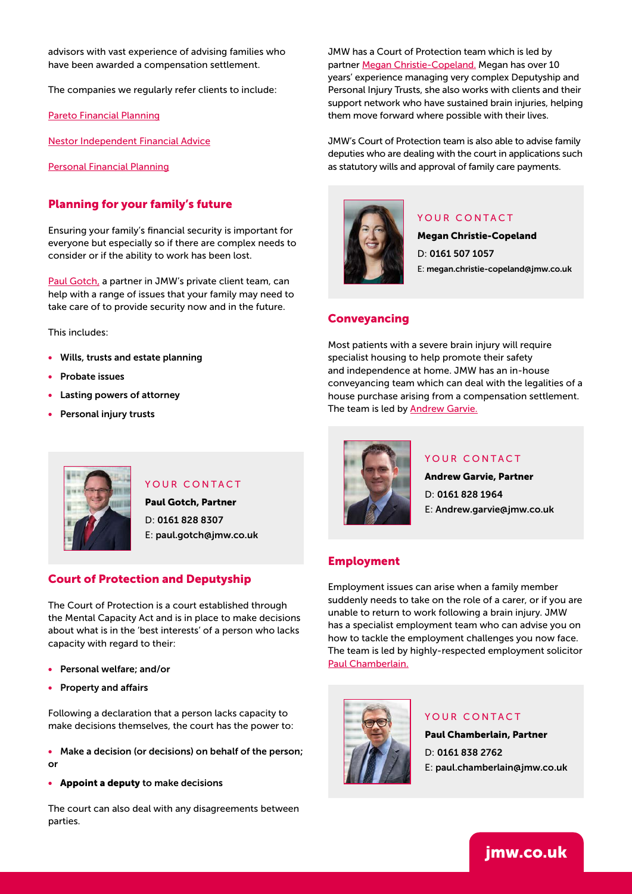advisors with vast experience of advising families who have been awarded a compensation settlement.

The companies we regularly refer clients to include:

Pareto Financial Planning

Nestor Independent Financial Advice

Personal Financial Planning

## Planning for your family's future

Ensuring your family's financial security is important for everyone but especially so if there are complex needs to consider or if the ability to work has been lost.

Paul Gotch, a partner in JMW's private client team, can help with a range of issues that your family may need to take care of to provide security now and in the future.

This includes:

- **Wills, trusts and estate planning**
- **Probate issues**
- **Lasting powers of attorney**
- **Personal injury trusts**

YOUR CONTACT

**Paul Gotch, Partner**

D: **0161 828 8307**

E: **paul.gotch@jmw.co.uk**

## Court of Protection and Deputyship

The Court of Protection is a court established through the Mental Capacity Act and is in place to make decisions about what is in the 'best interests' of a person who lacks capacity with regard to their:

- **Personal welfare; and/or**
- **Property and affairs**

Following a declaration that a person lacks capacity to make decisions themselves, the court has the power to:

- **Make a decision (or decisions) on behalf of the person;** or
- **Appoint a deputy** to make decisions

The court can also deal with any disagreements between parties.

JMW has a Court of Protection team which is led by partner Megan Christie-Copeland. Megan has over 10 years' experience managing very complex Deputyship and Personal Injury Trusts, she also works with clients and their support network who have sustained brain injuries, helping them move forward where possible with their lives.

JMW's Court of Protection team is also able to advise family deputies who are dealing with the court in applications such as statutory wills and approval of family care payments.

YOUR CONTACT

**Megan Christie-Copeland**

D: **0161 507 1057**

E: **megan.christie-copeland@jmw.co.uk**

## Conveyancing

Most patients with a severe brain injury will require specialist housing to help promote their safety and independence at home. JMW has an in-house conveyancing team which can deal with the legalities of a house purchase arising from a compensation settlement. The team is led by Andrew Garvie.

YOUR CONTACT

**Andrew Garvie, Partner**

D: **0161 828 1964**

E: **Andrew.garvie@jmw.co.uk**

## Employment

Employment issues can arise when a family member suddenly needs to take on the role of a carer, or if you are unable to return to work following a brain injury. JMW has a specialist employment team who can advise you on how to tackle the employment challenges you now face. The team is led by highly-respected employment solicitor Paul Chamberlain.

YOUR CONTACT

**Paul Chamberlain, Partner**

D: **0161 838 2762**

E: **paul.chamberlain@jmw.co.uk**

jmw.co.uk